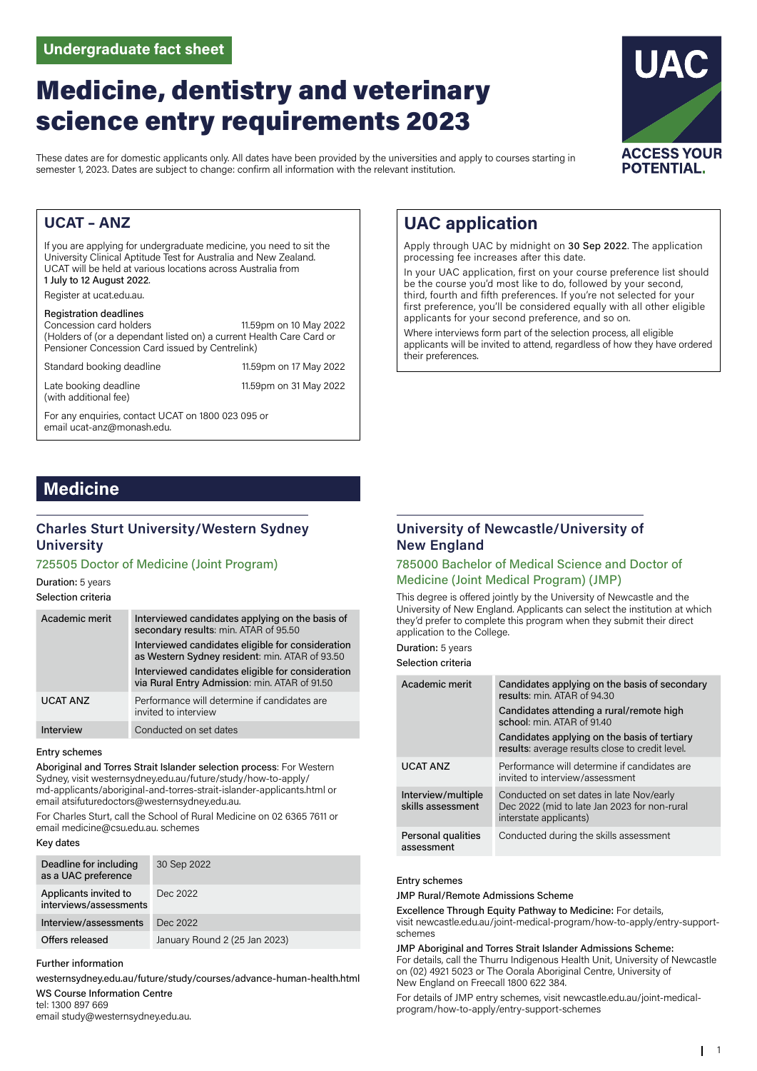Undergraduate fact sheet

# Medicine, dentistry and veterinary science entry requirements 2023

These dates are for domestic applicants only. All dates have been provided by the universities and apply to courses starting in semester 1, 2023. Dates are subject to change: confirm all information with the relevant institution.

## UCAT – ANZ

If you are applying for undergraduate medicine, you need to sit the University Clinical Aptitude Test for Australia and New Zealand. UCAT will be held at various locations across Australia from 1 July to 12 August 2022.

Register at ucat.edu.au.

**Registration deadlines**

| | |
|---|---|
| Concession card holders (Holders of (or a dependant listed on) a current Health Care Card or Pensioner Concession Card issued by Centrelink) | 11.59pm on 10 May 2022 |
| Standard booking deadline | 11.59pm on 17 May 2022 |
| Late booking deadline (with additional fee) | 11.59pm on 31 May 2022 |

For any enquiries, contact UCAT on 1800 023 095 or email ucat-anz@monash.edu.

## UAC application

Apply through UAC by midnight on **30 Sep 2022**. The application processing fee increases after this date.

In your UAC application, first on your course preference list should be the course you'd most like to do, followed by your second, third, fourth and fifth preferences. If you're not selected for your first preference, you'll be considered equally with all other eligible applicants for your second preference, and so on.

Where interviews form part of the selection process, all eligible applicants will be invited to attend, regardless of how they have ordered their preferences.

# Medicine

## Charles Sturt University/Western Sydney University

### 725505 Doctor of Medicine (Joint Program)

**Duration:** 5 years

**Selection criteria**

| | |
|---|---|
| Academic merit | Interviewed candidates applying on the basis of secondary results: min. ATAR of 95.50<br>Interviewed candidates eligible for consideration as Western Sydney resident: min. ATAR of 93.50<br>Interviewed candidates eligible for consideration via Rural Entry Admission: min. ATAR of 91.50 |
| UCAT ANZ | Performance will determine if candidates are invited to interview |
| Interview | Conducted on set dates |

**Entry schemes**

**Aboriginal and Torres Strait Islander selection process**: For Western Sydney, visit westernsydney.edu.au/future/study/how-to-apply/md-applicants/aboriginal-and-torres-strait-islander-applicants.html or email atsifuturedoctors@westernsydney.edu.au.

For Charles Sturt, call the School of Rural Medicine on 02 6365 7611 or email medicine@csu.edu.au. schemes

**Key dates**

| | |
|---|---|
| Deadline for including as a UAC preference | 30 Sep 2022 |
| Applicants invited to interviews/assessments | Dec 2022 |
| Interview/assessments | Dec 2022 |
| Offers released | January Round 2 (25 Jan 2023) |

**Further information**

westernsydney.edu.au/future/study/courses/advance-human-health.html

WS Course Information Centre
tel: 1300 897 669
email study@westernsydney.edu.au.

## University of Newcastle/University of New England

### 785000 Bachelor of Medical Science and Doctor of Medicine (Joint Medical Program) (JMP)

This degree is offered jointly by the University of Newcastle and the University of New England. Applicants can select the institution at which they'd prefer to complete this program when they submit their direct application to the College.

**Duration:** 5 years

**Selection criteria**

| | |
|---|---|
| Academic merit | Candidates applying on the basis of secondary results: min. ATAR of 94.30<br>Candidates attending a rural/remote high school: min. ATAR of 91.40<br>Candidates applying on the basis of tertiary results: average results close to credit level. |
| UCAT ANZ | Performance will determine if candidates are invited to interview/assessment |
| Interview/multiple skills assessment | Conducted on set dates in late Nov/early Dec 2022 (mid to late Jan 2023 for non-rural interstate applicants) |
| Personal qualities assessment | Conducted during the skills assessment |

**Entry schemes**

JMP Rural/Remote Admissions Scheme

**Excellence Through Equity Pathway to Medicine:** For details, visit newcastle.edu.au/joint-medical-program/how-to-apply/entry-support-schemes

**JMP Aboriginal and Torres Strait Islander Admissions Scheme:** For details, call the Thurru Indigenous Health Unit, University of Newcastle on (02) 4921 5023 or The Oorala Aboriginal Centre, University of New England on Freecall 1800 622 384.

For details of JMP entry schemes, visit newcastle.edu.au/joint-medical-program/how-to-apply/entry-support-schemes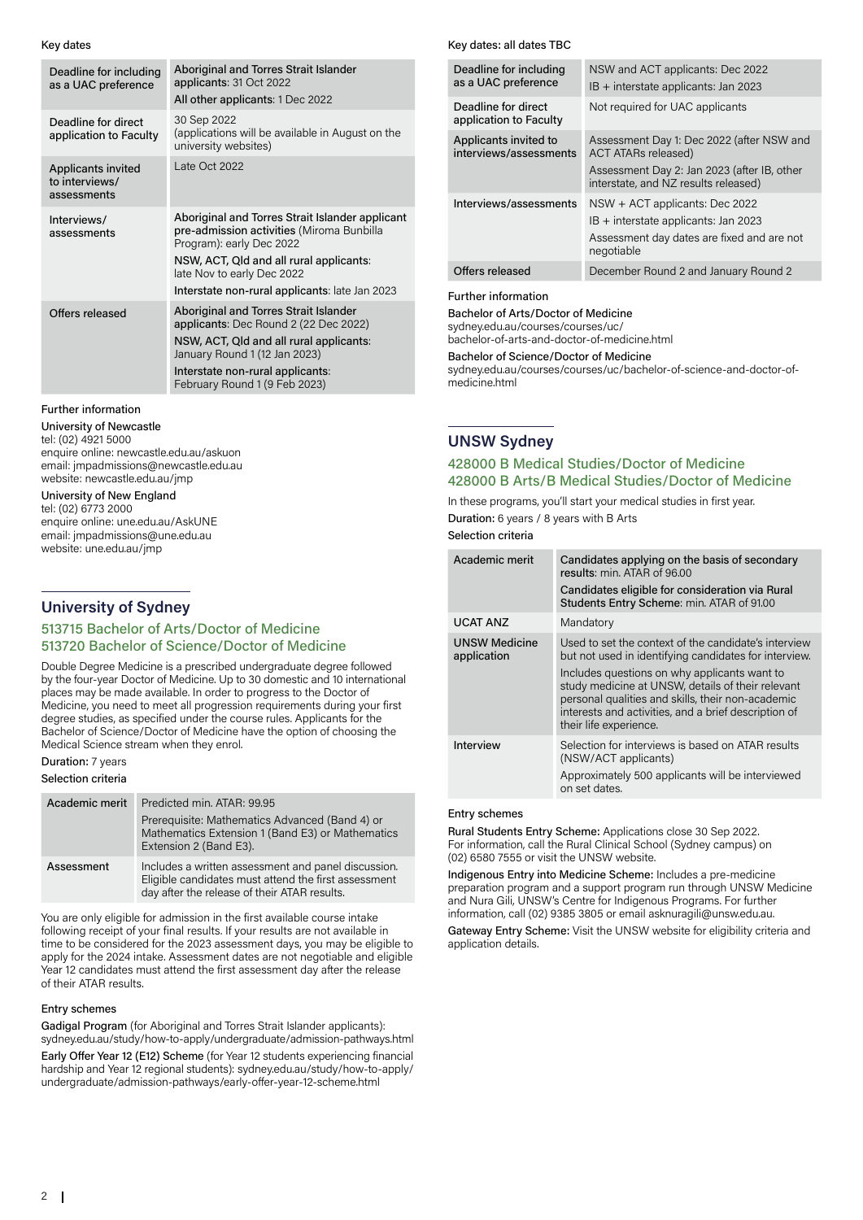Key dates

| | |
|---|---|
| Deadline for including as a UAC preference | **Aboriginal and Torres Strait Islander applicants**: 31 Oct 2022<br>**All other applicants**: 1 Dec 2022 |
| Deadline for direct application to Faculty | 30 Sep 2022<br>(applications will be available in August on the university websites) |
| Applicants invited to interviews/ assessments | Late Oct 2022 |
| Interviews/ assessments | **Aboriginal and Torres Strait Islander applicant pre-admission activities** (Miroma Bunbilla Program): early Dec 2022<br>**NSW, ACT, Qld and all rural applicants**: late Nov to early Dec 2022<br>**Interstate non-rural applicants**: late Jan 2023 |
| Offers released | **Aboriginal and Torres Strait Islander applicants**: Dec Round 2 (22 Dec 2022)<br>**NSW, ACT, Qld and all rural applicants**: January Round 1 (12 Jan 2023)<br>**Interstate non-rural applicants**: February Round 1 (9 Feb 2023) |

Further information

University of Newcastle
tel: (02) 4921 5000
enquire online: newcastle.edu.au/askuon
email: jmpadmissions@newcastle.edu.au
website: newcastle.edu.au/jmp

University of New England
tel: (02) 6773 2000
enquire online: une.edu.au/AskUNE
email: jmpadmissions@une.edu.au
website: une.edu.au/jmp

## University of Sydney

### 513715 Bachelor of Arts/Doctor of Medicine
### 513720 Bachelor of Science/Doctor of Medicine

Double Degree Medicine is a prescribed undergraduate degree followed by the four-year Doctor of Medicine. Up to 30 domestic and 10 international places may be made available. In order to progress to the Doctor of Medicine, you need to meet all progression requirements during your first degree studies, as specified under the course rules. Applicants for the Bachelor of Science/Doctor of Medicine have the option of choosing the Medical Science stream when they enrol.

**Duration:** 7 years

Selection criteria

| | |
|---|---|
| Academic merit | Predicted min. ATAR: 99.95<br>Prerequisite: Mathematics Advanced (Band 4) or Mathematics Extension 1 (Band E3) or Mathematics Extension 2 (Band E3). |
| Assessment | Includes a written assessment and panel discussion. Eligible candidates must attend the first assessment day after the release of their ATAR results. |

You are only eligible for admission in the first available course intake following receipt of your final results. If your results are not available in time to be considered for the 2023 assessment days, you may be eligible to apply for the 2024 intake. Assessment dates are not negotiable and eligible Year 12 candidates must attend the first assessment day after the release of their ATAR results.

Entry schemes

**Gadigal Program** (for Aboriginal and Torres Strait Islander applicants): sydney.edu.au/study/how-to-apply/undergraduate/admission-pathways.html

**Early Offer Year 12 (E12) Scheme** (for Year 12 students experiencing financial hardship and Year 12 regional students): sydney.edu.au/study/how-to-apply/undergraduate/admission-pathways/early-offer-year-12-scheme.html

Key dates: all dates TBC

| | |
|---|---|
| Deadline for including as a UAC preference | NSW and ACT applicants: Dec 2022<br>IB + interstate applicants: Jan 2023 |
| Deadline for direct application to Faculty | Not required for UAC applicants |
| Applicants invited to interviews/assessments | Assessment Day 1: Dec 2022 (after NSW and ACT ATARs released)<br>Assessment Day 2: Jan 2023 (after IB, other interstate, and NZ results released) |
| Interviews/assessments | NSW + ACT applicants: Dec 2022<br>IB + interstate applicants: Jan 2023<br>Assessment day dates are fixed and are not negotiable |
| Offers released | December Round 2 and January Round 2 |

Further information

Bachelor of Arts/Doctor of Medicine
sydney.edu.au/courses/courses/uc/bachelor-of-arts-and-doctor-of-medicine.html

Bachelor of Science/Doctor of Medicine
sydney.edu.au/courses/courses/uc/bachelor-of-science-and-doctor-of-medicine.html

## UNSW Sydney

### 428000 B Medical Studies/Doctor of Medicine
### 428000 B Arts/B Medical Studies/Doctor of Medicine

In these programs, you'll start your medical studies in first year.

**Duration:** 6 years / 8 years with B Arts

Selection criteria

| | |
|---|---|
| Academic merit | **Candidates applying on the basis of secondary results**: min. ATAR of 96.00<br>**Candidates eligible for consideration via Rural Students Entry Scheme**: min. ATAR of 91.00 |
| UCAT ANZ | Mandatory |
| UNSW Medicine application | Used to set the context of the candidate's interview but not used in identifying candidates for interview.<br>Includes questions on why applicants want to study medicine at UNSW, details of their relevant personal qualities and skills, their non-academic interests and activities, and a brief description of their life experience. |
| Interview | Selection for interviews is based on ATAR results (NSW/ACT applicants)<br>Approximately 500 applicants will be interviewed on set dates. |

Entry schemes

**Rural Students Entry Scheme:** Applications close 30 Sep 2022. For information, call the Rural Clinical School (Sydney campus) on (02) 6580 7555 or visit the UNSW website.

**Indigenous Entry into Medicine Scheme:** Includes a pre-medicine preparation program and a support program run through UNSW Medicine and Nura Gili, UNSW's Centre for Indigenous Programs. For further information, call (02) 9385 3805 or email asknuragili@unsw.edu.au.

**Gateway Entry Scheme:** Visit the UNSW website for eligibility criteria and application details.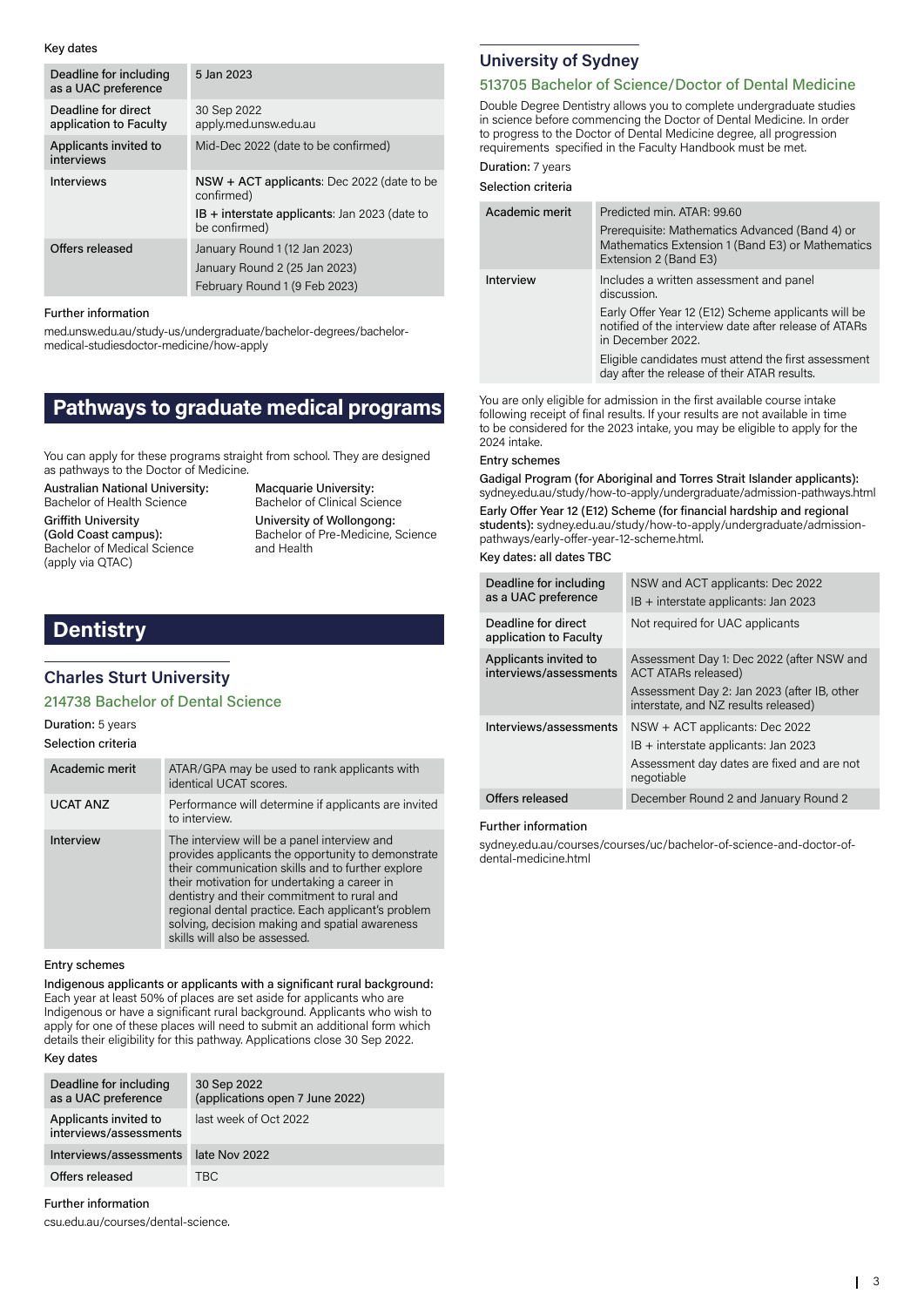Key dates

| | |
|---|---|
| Deadline for including as a UAC preference | 5 Jan 2023 |
| Deadline for direct application to Faculty | 30 Sep 2022 apply.med.unsw.edu.au |
| Applicants invited to interviews | Mid-Dec 2022 (date to be confirmed) |
| Interviews | **NSW + ACT applicants**: Dec 2022 (date to be confirmed)<br>**IB + interstate applicants**: Jan 2023 (date to be confirmed) |
| Offers released | January Round 1 (12 Jan 2023)<br>January Round 2 (25 Jan 2023)<br>February Round 1 (9 Feb 2023) |

Further information

med.unsw.edu.au/study-us/undergraduate/bachelor-degrees/bachelor-medical-studiesdoctor-medicine/how-apply

# Pathways to graduate medical programs

You can apply for these programs straight from school. They are designed as pathways to the Doctor of Medicine.

**Australian National University:**
Bachelor of Health Science

**Griffith University (Gold Coast campus):**
Bachelor of Medical Science (apply via QTAC)

**Macquarie University:**
Bachelor of Clinical Science

**University of Wollongong:**
Bachelor of Pre-Medicine, Science and Health

# Dentistry

## Charles Sturt University

### 214738 Bachelor of Dental Science

**Duration:** 5 years

Selection criteria

| | |
|---|---|
| Academic merit | ATAR/GPA may be used to rank applicants with identical UCAT scores. |
| UCAT ANZ | Performance will determine if applicants are invited to interview. |
| Interview | The interview will be a panel interview and provides applicants the opportunity to demonstrate their communication skills and to further explore their motivation for undertaking a career in dentistry and their commitment to rural and regional dental practice. Each applicant's problem solving, decision making and spatial awareness skills will also be assessed. |

Entry schemes

**Indigenous applicants or applicants with a significant rural background:** Each year at least 50% of places are set aside for applicants who are Indigenous or have a significant rural background. Applicants who wish to apply for one of these places will need to submit an additional form which details their eligibility for this pathway. Applications close 30 Sep 2022.

Key dates

| | |
|---|---|
| Deadline for including as a UAC preference | 30 Sep 2022 (applications open 7 June 2022) |
| Applicants invited to interviews/assessments | last week of Oct 2022 |
| Interviews/assessments | late Nov 2022 |
| Offers released | TBC |

Further information

csu.edu.au/courses/dental-science.

## University of Sydney

### 513705 Bachelor of Science/Doctor of Dental Medicine

Double Degree Dentistry allows you to complete undergraduate studies in science before commencing the Doctor of Dental Medicine. In order to progress to the Doctor of Dental Medicine degree, all progression requirements specified in the Faculty Handbook must be met.

**Duration:** 7 years

Selection criteria

| | |
|---|---|
| Academic merit | Predicted min. ATAR: 99.60<br>Prerequisite: Mathematics Advanced (Band 4) or Mathematics Extension 1 (Band E3) or Mathematics Extension 2 (Band E3) |
| Interview | Includes a written assessment and panel discussion.<br>Early Offer Year 12 (E12) Scheme applicants will be notified of the interview date after release of ATARs in December 2022.<br>Eligible candidates must attend the first assessment day after the release of their ATAR results. |

You are only eligible for admission in the first available course intake following receipt of final results. If your results are not available in time to be considered for the 2023 intake, you may be eligible to apply for the 2024 intake.

Entry schemes

**Gadigal Program (for Aboriginal and Torres Strait Islander applicants):** sydney.edu.au/study/how-to-apply/undergraduate/admission-pathways.html

**Early Offer Year 12 (E12) Scheme (for financial hardship and regional students):** sydney.edu.au/study/how-to-apply/undergraduate/admission-pathways/early-offer-year-12-scheme.html.

Key dates: all dates TBC

| | |
|---|---|
| Deadline for including as a UAC preference | NSW and ACT applicants: Dec 2022<br>IB + interstate applicants: Jan 2023 |
| Deadline for direct application to Faculty | Not required for UAC applicants |
| Applicants invited to interviews/assessments | Assessment Day 1: Dec 2022 (after NSW and ACT ATARs released)<br>Assessment Day 2: Jan 2023 (after IB, other interstate, and NZ results released) |
| Interviews/assessments | NSW + ACT applicants: Dec 2022<br>IB + interstate applicants: Jan 2023<br>Assessment day dates are fixed and are not negotiable |
| Offers released | December Round 2 and January Round 2 |

Further information

sydney.edu.au/courses/courses/uc/bachelor-of-science-and-doctor-of-dental-medicine.html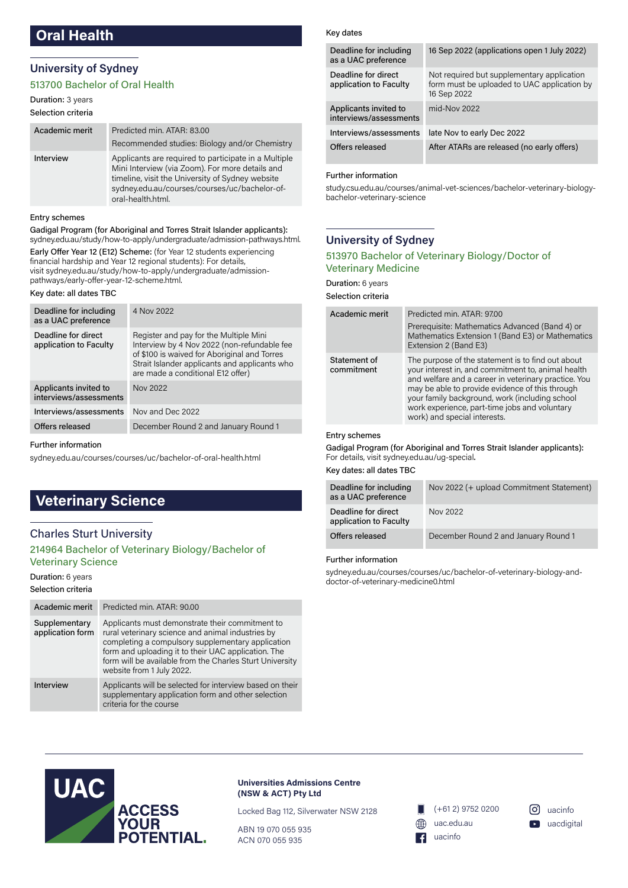# Oral Health

## University of Sydney

### 513700 Bachelor of Oral Health

Duration: 3 years

Selection criteria

| | |
|---|---|
| Academic merit | Predicted min. ATAR: 83.00<br>Recommended studies: Biology and/or Chemistry |
| Interview | Applicants are required to participate in a Multiple Mini Interview (via Zoom). For more details and timeline, visit the University of Sydney website sydney.edu.au/courses/courses/uc/bachelor-of-oral-health.html. |

Entry schemes

**Gadigal Program (for Aboriginal and Torres Strait Islander applicants):** sydney.edu.au/study/how-to-apply/undergraduate/admission-pathways.html.

**Early Offer Year 12 (E12) Scheme:** (for Year 12 students experiencing financial hardship and Year 12 regional students): For details, visit sydney.edu.au/study/how-to-apply/undergraduate/admission-pathways/early-offer-year-12-scheme.html.

Key date: all dates TBC

| | |
|---|---|
| Deadline for including as a UAC preference | 4 Nov 2022 |
| Deadline for direct application to Faculty | Register and pay for the Multiple Mini Interview by 4 Nov 2022 (non-refundable fee of $100 is waived for Aboriginal and Torres Strait Islander applicants and applicants who are made a conditional E12 offer) |
| Applicants invited to interviews/assessments | Nov 2022 |
| Interviews/assessments | Nov and Dec 2022 |
| Offers released | December Round 2 and January Round 1 |

Further information

sydney.edu.au/courses/courses/uc/bachelor-of-oral-health.html

# Veterinary Science

## Charles Sturt University

### 214964 Bachelor of Veterinary Biology/Bachelor of Veterinary Science

Duration: 6 years

Selection criteria

| | |
|---|---|
| Academic merit | Predicted min. ATAR: 90.00 |
| Supplementary application form | Applicants must demonstrate their commitment to rural veterinary science and animal industries by completing a compulsory supplementary application form and uploading it to their UAC application. The form will be available from the Charles Sturt University website from 1 July 2022. |
| Interview | Applicants will be selected for interview based on their supplementary application form and other selection criteria for the course |

Key dates

| | |
|---|---|
| Deadline for including as a UAC preference | 16 Sep 2022 (applications open 1 July 2022) |
| Deadline for direct application to Faculty | Not required but supplementary application form must be uploaded to UAC application by 16 Sep 2022 |
| Applicants invited to interviews/assessments | mid-Nov 2022 |
| Interviews/assessments | late Nov to early Dec 2022 |
| Offers released | After ATARs are released (no early offers) |

Further information

study.csu.edu.au/courses/animal-vet-sciences/bachelor-veterinary-biology-bachelor-veterinary-science

## University of Sydney

### 513970 Bachelor of Veterinary Biology/Doctor of Veterinary Medicine

Duration: 6 years

Selection criteria

| | |
|---|---|
| Academic merit | Predicted min. ATAR: 97.00<br>Prerequisite: Mathematics Advanced (Band 4) or Mathematics Extension 1 (Band E3) or Mathematics Extension 2 (Band E3) |
| Statement of commitment | The purpose of the statement is to find out about your interest in, and commitment to, animal health and welfare and a career in veterinary practice. You may be able to provide evidence of this through your family background, work (including school work experience, part-time jobs and voluntary work) and special interests. |

Entry schemes

**Gadigal Program (for Aboriginal and Torres Strait Islander applicants):** For details, visit sydney.edu.au/ug-special.

Key dates: all dates TBC

| | |
|---|---|
| Deadline for including as a UAC preference | Nov 2022 (+ upload Commitment Statement) |
| Deadline for direct application to Faculty | Nov 2022 |
| Offers released | December Round 2 and January Round 1 |

Further information

sydney.edu.au/courses/courses/uc/bachelor-of-veterinary-biology-and-doctor-of-veterinary-medicine0.html

UAC ACCESS YOUR POTENTIAL.

**Universities Admissions Centre (NSW & ACT) Pty Ltd**

Locked Bag 112, Silverwater NSW 2128

ABN 19 070 055 935
ACN 070 055 935

(+61 2) 9752 0200
uac.edu.au
uacinfo
uacinfo
uacdigital